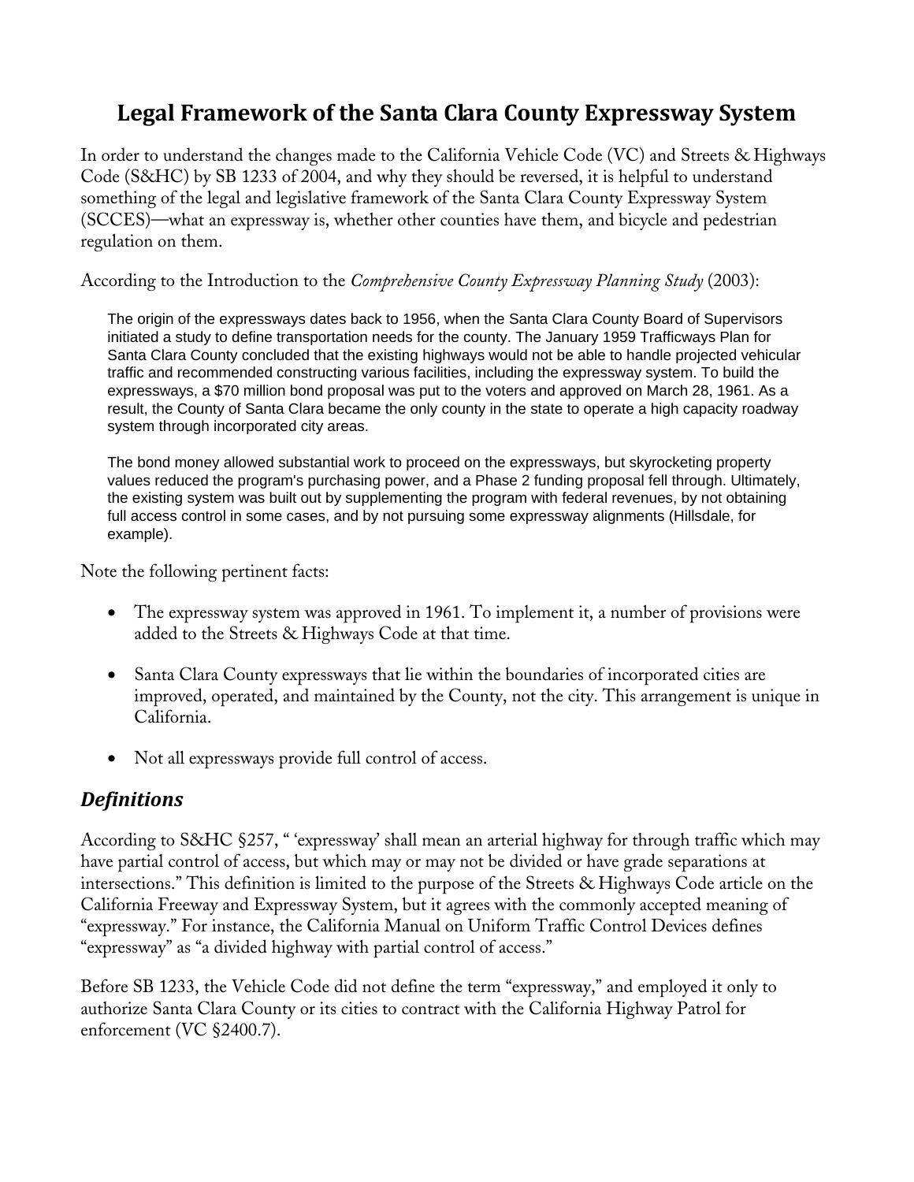# Legal Framework of the Santa Clara County Expressway System

In order to understand the changes made to the California Vehicle Code (VC) and Streets & Highways Code (S&HC) by SB 1233 of 2004, and why they should be reversed, it is helpful to understand something of the legal and legislative framework of the Santa Clara County Expressway System (SCCES)—what an expressway is, whether other counties have them, and bicycle and pedestrian regulation on them.

According to the Introduction to the *Comprehensive County Expressway Planning Study* (2003):

> The origin of the expressways dates back to 1956, when the Santa Clara County Board of Supervisors initiated a study to define transportation needs for the county. The January 1959 Trafficways Plan for Santa Clara County concluded that the existing highways would not be able to handle projected vehicular traffic and recommended constructing various facilities, including the expressway system. To build the expressways, a $70 million bond proposal was put to the voters and approved on March 28, 1961. As a result, the County of Santa Clara became the only county in the state to operate a high capacity roadway system through incorporated city areas.
>
> The bond money allowed substantial work to proceed on the expressways, but skyrocketing property values reduced the program's purchasing power, and a Phase 2 funding proposal fell through. Ultimately, the existing system was built out by supplementing the program with federal revenues, by not obtaining full access control in some cases, and by not pursuing some expressway alignments (Hillsdale, for example).

Note the following pertinent facts:

- The expressway system was approved in 1961. To implement it, a number of provisions were added to the Streets & Highways Code at that time.
- Santa Clara County expressways that lie within the boundaries of incorporated cities are improved, operated, and maintained by the County, not the city. This arrangement is unique in California.
- Not all expressways provide full control of access.

## *Definitions*

According to S&HC §257, " 'expressway' shall mean an arterial highway for through traffic which may have partial control of access, but which may or may not be divided or have grade separations at intersections." This definition is limited to the purpose of the Streets & Highways Code article on the California Freeway and Expressway System, but it agrees with the commonly accepted meaning of "expressway." For instance, the California Manual on Uniform Traffic Control Devices defines "expressway" as "a divided highway with partial control of access."

Before SB 1233, the Vehicle Code did not define the term "expressway," and employed it only to authorize Santa Clara County or its cities to contract with the California Highway Patrol for enforcement (VC §2400.7).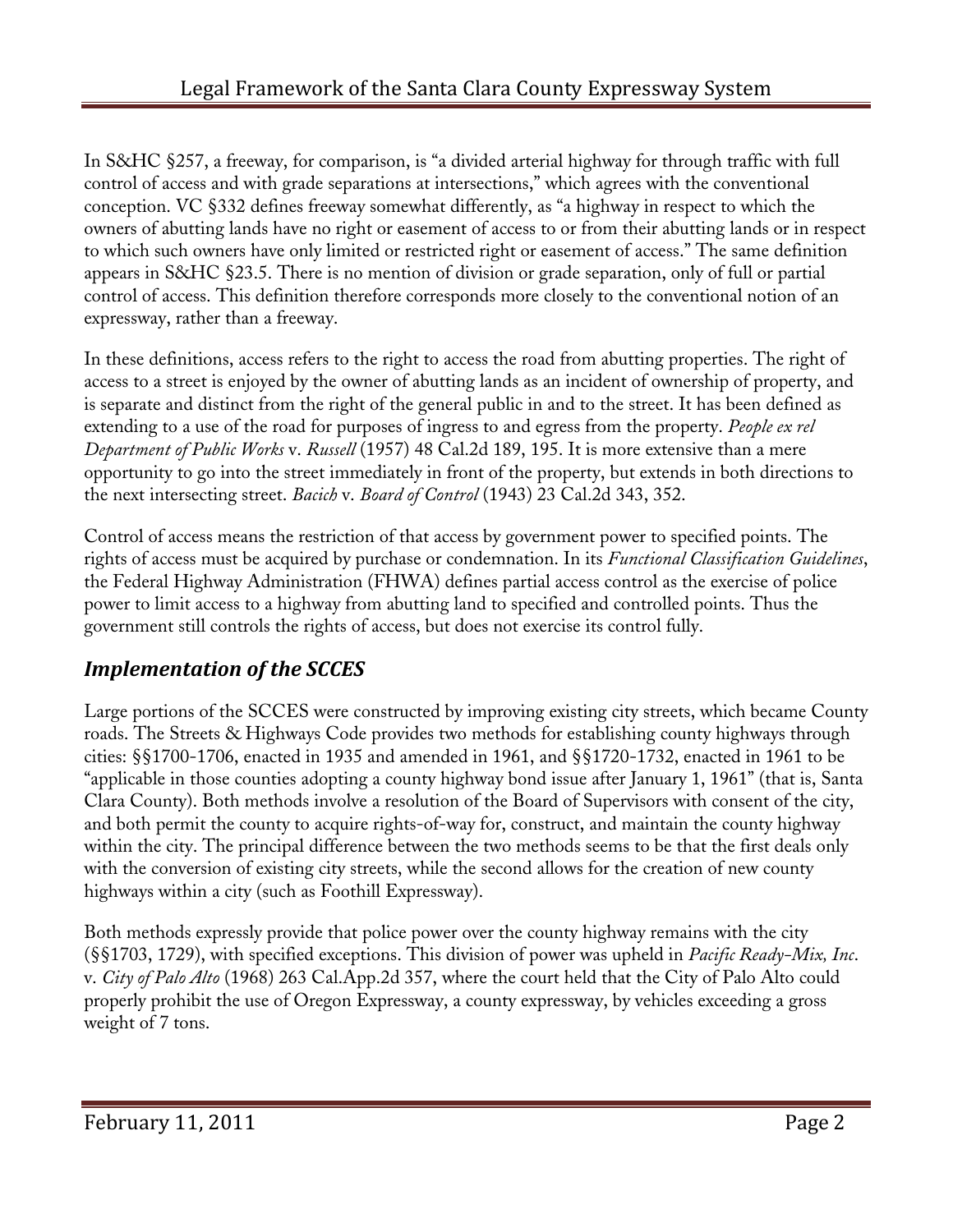In S&HC §257, a freeway, for comparison, is "a divided arterial highway for through traffic with full control of access and with grade separations at intersections," which agrees with the conventional conception. VC §332 defines freeway somewhat differently, as "a highway in respect to which the owners of abutting lands have no right or easement of access to or from their abutting lands or in respect to which such owners have only limited or restricted right or easement of access." The same definition appears in S&HC §23.5. There is no mention of division or grade separation, only of full or partial control of access. This definition therefore corresponds more closely to the conventional notion of an expressway, rather than a freeway.

In these definitions, access refers to the right to access the road from abutting properties. The right of access to a street is enjoyed by the owner of abutting lands as an incident of ownership of property, and is separate and distinct from the right of the general public in and to the street. It has been defined as extending to a use of the road for purposes of ingress to and egress from the property. *People ex rel Department of Public Works* v. *Russell* (1957) 48 Cal.2d 189, 195. It is more extensive than a mere opportunity to go into the street immediately in front of the property, but extends in both directions to the next intersecting street. *Bacich* v. *Board of Control* (1943) 23 Cal.2d 343, 352.

Control of access means the restriction of that access by government power to specified points. The rights of access must be acquired by purchase or condemnation. In its *Functional Classification Guidelines*, the Federal Highway Administration (FHWA) defines partial access control as the exercise of police power to limit access to a highway from abutting land to specified and controlled points. Thus the government still controls the rights of access, but does not exercise its control fully.

## *Implementation of the SCCES*

Large portions of the SCCES were constructed by improving existing city streets, which became County roads. The Streets & Highways Code provides two methods for establishing county highways through cities: §§1700-1706, enacted in 1935 and amended in 1961, and §§1720-1732, enacted in 1961 to be "applicable in those counties adopting a county highway bond issue after January 1, 1961" (that is, Santa Clara County). Both methods involve a resolution of the Board of Supervisors with consent of the city, and both permit the county to acquire rights-of-way for, construct, and maintain the county highway within the city. The principal difference between the two methods seems to be that the first deals only with the conversion of existing city streets, while the second allows for the creation of new county highways within a city (such as Foothill Expressway).

Both methods expressly provide that police power over the county highway remains with the city (§§1703, 1729), with specified exceptions. This division of power was upheld in *Pacific Ready-Mix, Inc.* v. *City of Palo Alto* (1968) 263 Cal.App.2d 357, where the court held that the City of Palo Alto could properly prohibit the use of Oregon Expressway, a county expressway, by vehicles exceeding a gross weight of 7 tons.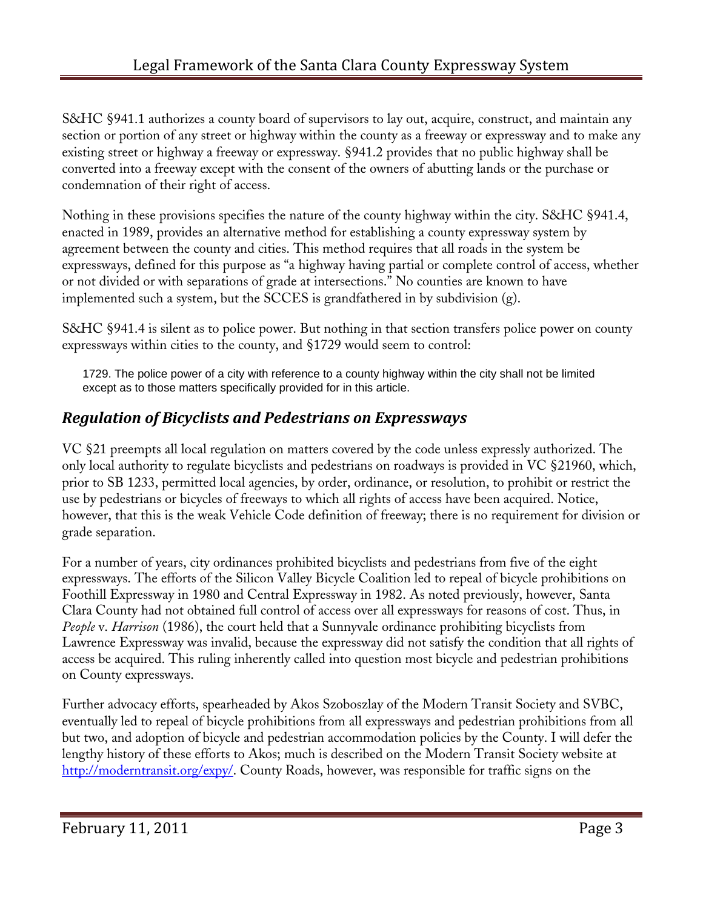S&HC §941.1 authorizes a county board of supervisors to lay out, acquire, construct, and maintain any section or portion of any street or highway within the county as a freeway or expressway and to make any existing street or highway a freeway or expressway. §941.2 provides that no public highway shall be converted into a freeway except with the consent of the owners of abutting lands or the purchase or condemnation of their right of access.

Nothing in these provisions specifies the nature of the county highway within the city. S&HC §941.4, enacted in 1989, provides an alternative method for establishing a county expressway system by agreement between the county and cities. This method requires that all roads in the system be expressways, defined for this purpose as "a highway having partial or complete control of access, whether or not divided or with separations of grade at intersections." No counties are known to have implemented such a system, but the SCCES is grandfathered in by subdivision (g).

S&HC §941.4 is silent as to police power. But nothing in that section transfers police power on county expressways within cities to the county, and §1729 would seem to control:

> 1729. The police power of a city with reference to a county highway within the city shall not be limited except as to those matters specifically provided for in this article.

## *Regulation of Bicyclists and Pedestrians on Expressways*

VC §21 preempts all local regulation on matters covered by the code unless expressly authorized. The only local authority to regulate bicyclists and pedestrians on roadways is provided in VC §21960, which, prior to SB 1233, permitted local agencies, by order, ordinance, or resolution, to prohibit or restrict the use by pedestrians or bicycles of freeways to which all rights of access have been acquired. Notice, however, that this is the weak Vehicle Code definition of freeway; there is no requirement for division or grade separation.

For a number of years, city ordinances prohibited bicyclists and pedestrians from five of the eight expressways. The efforts of the Silicon Valley Bicycle Coalition led to repeal of bicycle prohibitions on Foothill Expressway in 1980 and Central Expressway in 1982. As noted previously, however, Santa Clara County had not obtained full control of access over all expressways for reasons of cost. Thus, in *People* v. *Harrison* (1986), the court held that a Sunnyvale ordinance prohibiting bicyclists from Lawrence Expressway was invalid, because the expressway did not satisfy the condition that all rights of access be acquired. This ruling inherently called into question most bicycle and pedestrian prohibitions on County expressways.

Further advocacy efforts, spearheaded by Akos Szoboszlay of the Modern Transit Society and SVBC, eventually led to repeal of bicycle prohibitions from all expressways and pedestrian prohibitions from all but two, and adoption of bicycle and pedestrian accommodation policies by the County. I will defer the lengthy history of these efforts to Akos; much is described on the Modern Transit Society website at [http://moderntransit.org/expy/](http://moderntransit.org/expy/). County Roads, however, was responsible for traffic signs on the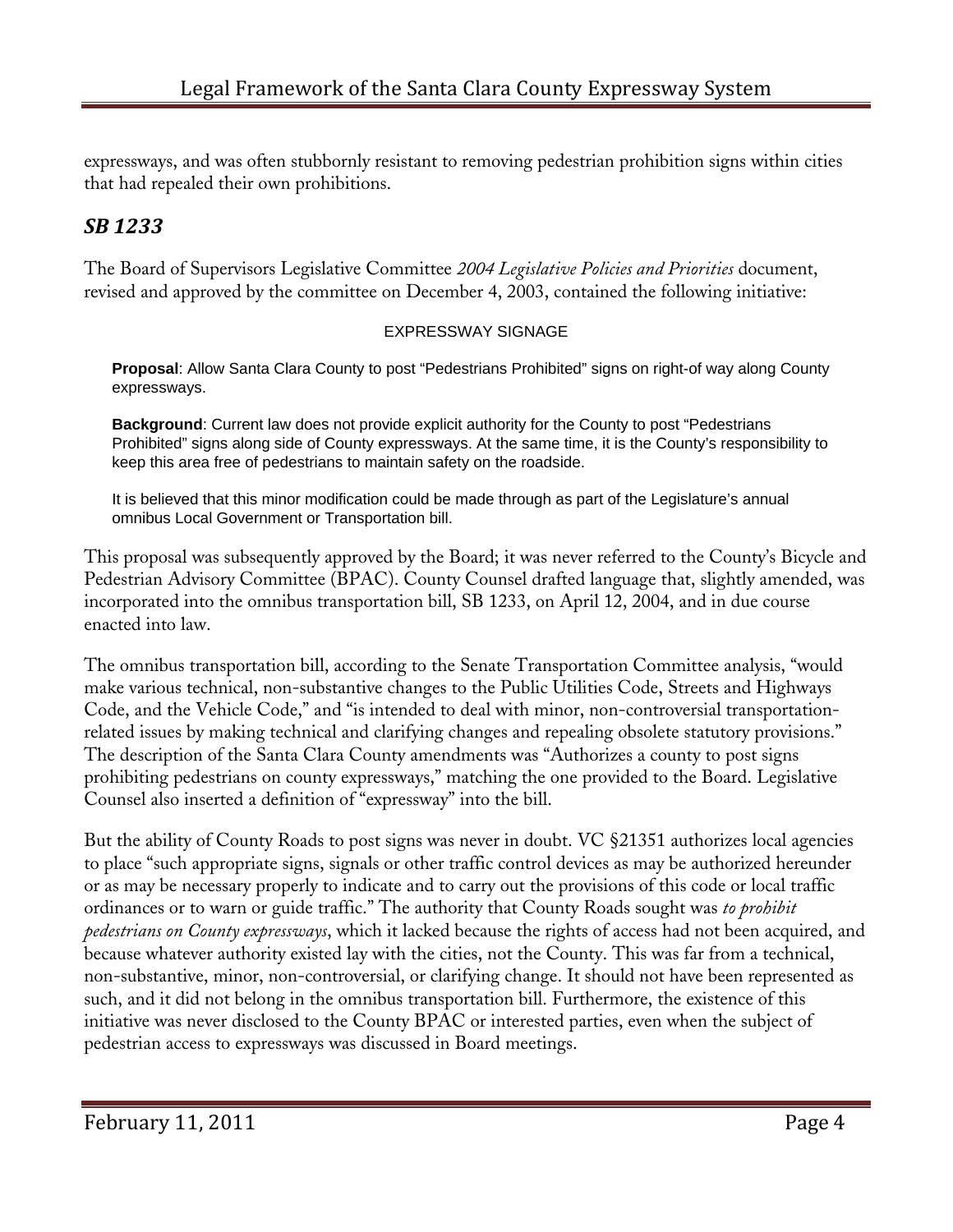expressways, and was often stubbornly resistant to removing pedestrian prohibition signs within cities that had repealed their own prohibitions.

## *SB 1233*

The Board of Supervisors Legislative Committee *2004 Legislative Policies and Priorities* document, revised and approved by the committee on December 4, 2003, contained the following initiative:

> EXPRESSWAY SIGNAGE
>
> **Proposal**: Allow Santa Clara County to post "Pedestrians Prohibited" signs on right-of way along County expressways.
>
> **Background**: Current law does not provide explicit authority for the County to post "Pedestrians Prohibited" signs along side of County expressways. At the same time, it is the County's responsibility to keep this area free of pedestrians to maintain safety on the roadside.
>
> It is believed that this minor modification could be made through as part of the Legislature's annual omnibus Local Government or Transportation bill.

This proposal was subsequently approved by the Board; it was never referred to the County's Bicycle and Pedestrian Advisory Committee (BPAC). County Counsel drafted language that, slightly amended, was incorporated into the omnibus transportation bill, SB 1233, on April 12, 2004, and in due course enacted into law.

The omnibus transportation bill, according to the Senate Transportation Committee analysis, "would make various technical, non-substantive changes to the Public Utilities Code, Streets and Highways Code, and the Vehicle Code," and "is intended to deal with minor, non-controversial transportation-related issues by making technical and clarifying changes and repealing obsolete statutory provisions." The description of the Santa Clara County amendments was "Authorizes a county to post signs prohibiting pedestrians on county expressways," matching the one provided to the Board. Legislative Counsel also inserted a definition of "expressway" into the bill.

But the ability of County Roads to post signs was never in doubt. VC §21351 authorizes local agencies to place "such appropriate signs, signals or other traffic control devices as may be authorized hereunder or as may be necessary properly to indicate and to carry out the provisions of this code or local traffic ordinances or to warn or guide traffic." The authority that County Roads sought was *to prohibit pedestrians on County expressways*, which it lacked because the rights of access had not been acquired, and because whatever authority existed lay with the cities, not the County. This was far from a technical, non-substantive, minor, non-controversial, or clarifying change. It should not have been represented as such, and it did not belong in the omnibus transportation bill. Furthermore, the existence of this initiative was never disclosed to the County BPAC or interested parties, even when the subject of pedestrian access to expressways was discussed in Board meetings.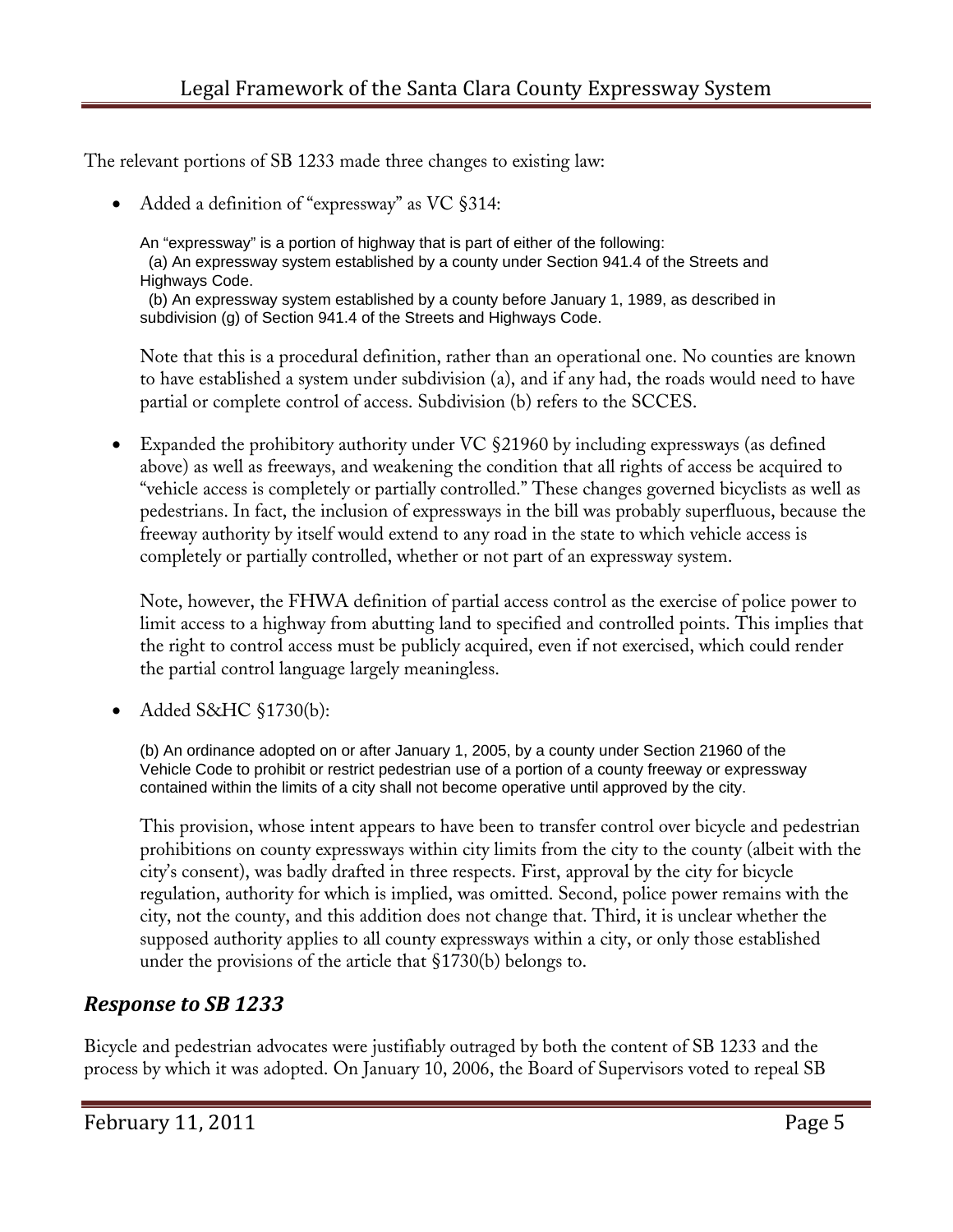The relevant portions of SB 1233 made three changes to existing law:

- Added a definition of "expressway" as VC §314:

  > An "expressway" is a portion of highway that is part of either of the following:
  > (a) An expressway system established by a county under Section 941.4 of the Streets and Highways Code.
  > (b) An expressway system established by a county before January 1, 1989, as described in subdivision (g) of Section 941.4 of the Streets and Highways Code.

  Note that this is a procedural definition, rather than an operational one. No counties are known to have established a system under subdivision (a), and if any had, the roads would need to have partial or complete control of access. Subdivision (b) refers to the SCCES.

- Expanded the prohibitory authority under VC §21960 by including expressways (as defined above) as well as freeways, and weakening the condition that all rights of access be acquired to "vehicle access is completely or partially controlled." These changes governed bicyclists as well as pedestrians. In fact, the inclusion of expressways in the bill was probably superfluous, because the freeway authority by itself would extend to any road in the state to which vehicle access is completely or partially controlled, whether or not part of an expressway system.

  Note, however, the FHWA definition of partial access control as the exercise of police power to limit access to a highway from abutting land to specified and controlled points. This implies that the right to control access must be publicly acquired, even if not exercised, which could render the partial control language largely meaningless.

- Added S&HC §1730(b):

  > (b) An ordinance adopted on or after January 1, 2005, by a county under Section 21960 of the Vehicle Code to prohibit or restrict pedestrian use of a portion of a county freeway or expressway contained within the limits of a city shall not become operative until approved by the city.

  This provision, whose intent appears to have been to transfer control over bicycle and pedestrian prohibitions on county expressways within city limits from the city to the county (albeit with the city's consent), was badly drafted in three respects. First, approval by the city for bicycle regulation, authority for which is implied, was omitted. Second, police power remains with the city, not the county, and this addition does not change that. Third, it is unclear whether the supposed authority applies to all county expressways within a city, or only those established under the provisions of the article that §1730(b) belongs to.

## *Response to SB 1233*

Bicycle and pedestrian advocates were justifiably outraged by both the content of SB 1233 and the process by which it was adopted. On January 10, 2006, the Board of Supervisors voted to repeal SB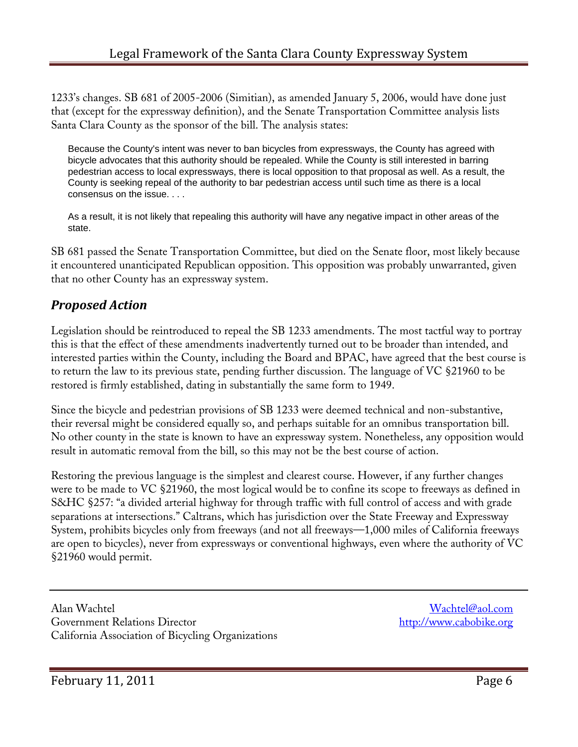1233's changes. SB 681 of 2005-2006 (Simitian), as amended January 5, 2006, would have done just that (except for the expressway definition), and the Senate Transportation Committee analysis lists Santa Clara County as the sponsor of the bill. The analysis states:

> Because the County's intent was never to ban bicycles from expressways, the County has agreed with bicycle advocates that this authority should be repealed. While the County is still interested in barring pedestrian access to local expressways, there is local opposition to that proposal as well. As a result, the County is seeking repeal of the authority to bar pedestrian access until such time as there is a local consensus on the issue. . . .
>
> As a result, it is not likely that repealing this authority will have any negative impact in other areas of the state.

SB 681 passed the Senate Transportation Committee, but died on the Senate floor, most likely because it encountered unanticipated Republican opposition. This opposition was probably unwarranted, given that no other County has an expressway system.

## *Proposed Action*

Legislation should be reintroduced to repeal the SB 1233 amendments. The most tactful way to portray this is that the effect of these amendments inadvertently turned out to be broader than intended, and interested parties within the County, including the Board and BPAC, have agreed that the best course is to return the law to its previous state, pending further discussion. The language of VC §21960 to be restored is firmly established, dating in substantially the same form to 1949.

Since the bicycle and pedestrian provisions of SB 1233 were deemed technical and non-substantive, their reversal might be considered equally so, and perhaps suitable for an omnibus transportation bill. No other county in the state is known to have an expressway system. Nonetheless, any opposition would result in automatic removal from the bill, so this may not be the best course of action.

Restoring the previous language is the simplest and clearest course. However, if any further changes were to be made to VC §21960, the most logical would be to confine its scope to freeways as defined in S&HC §257: "a divided arterial highway for through traffic with full control of access and with grade separations at intersections." Caltrans, which has jurisdiction over the State Freeway and Expressway System, prohibits bicycles only from freeways (and not all freeways—1,000 miles of California freeways are open to bicycles), never from expressways or conventional highways, even where the authority of VC §21960 would permit.

---

Alan Wachtel
Government Relations Director
California Association of Bicycling Organizations

Wachtel@aol.com
http://www.cabobike.org

February 11, 2011